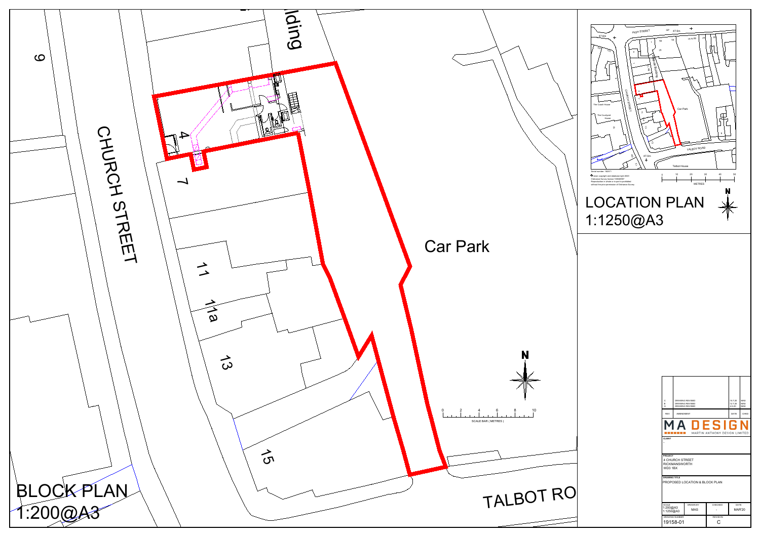# BLOCK PLAN
1:200@A3

CHURCH STREET

Car Park

TALBOT RO

9

4

7

11

11a

13

15

N

0 2 4 6 8 10

SCALE BAR ( METRES )

# LOCATION PLAN
1:1250@A3

HIGH STREET

CHURCH STREET

Car Park

TALBOT ROAD

Talbot House

The Coach House

The Courtyard House

0 10 20 30 40 50

METRES

N

| REV | AMENDMENT | DATE | CHKD |
|---|---|---|---|
| C | DRAWING REVISED | 15.7.20 | MAS |
| B | DRAWING REVISED | 12.7.20 | MAS |
| A | DRAWING REVISED | 4.6.20 | MAS |

MA DESIGN
MARTIN ANTHONY DESIGN LIMITED

CLIENT
-

PROJECT
4 CHURCH STREET
RICKMANSWORTH
WD3 1BX

DRAWING TITLE
PROPOSED LOCATION & BLOCK PLAN

| SCALE | DRAWN BY | CHECKED | DATE |
|---|---|---|---|
| 1:200@A3<br>1:1250@A3 | MAS | - | MAR'20 |

| DRAWING NUMBER | REVISION |
|---|---|
| 19158-01 | C |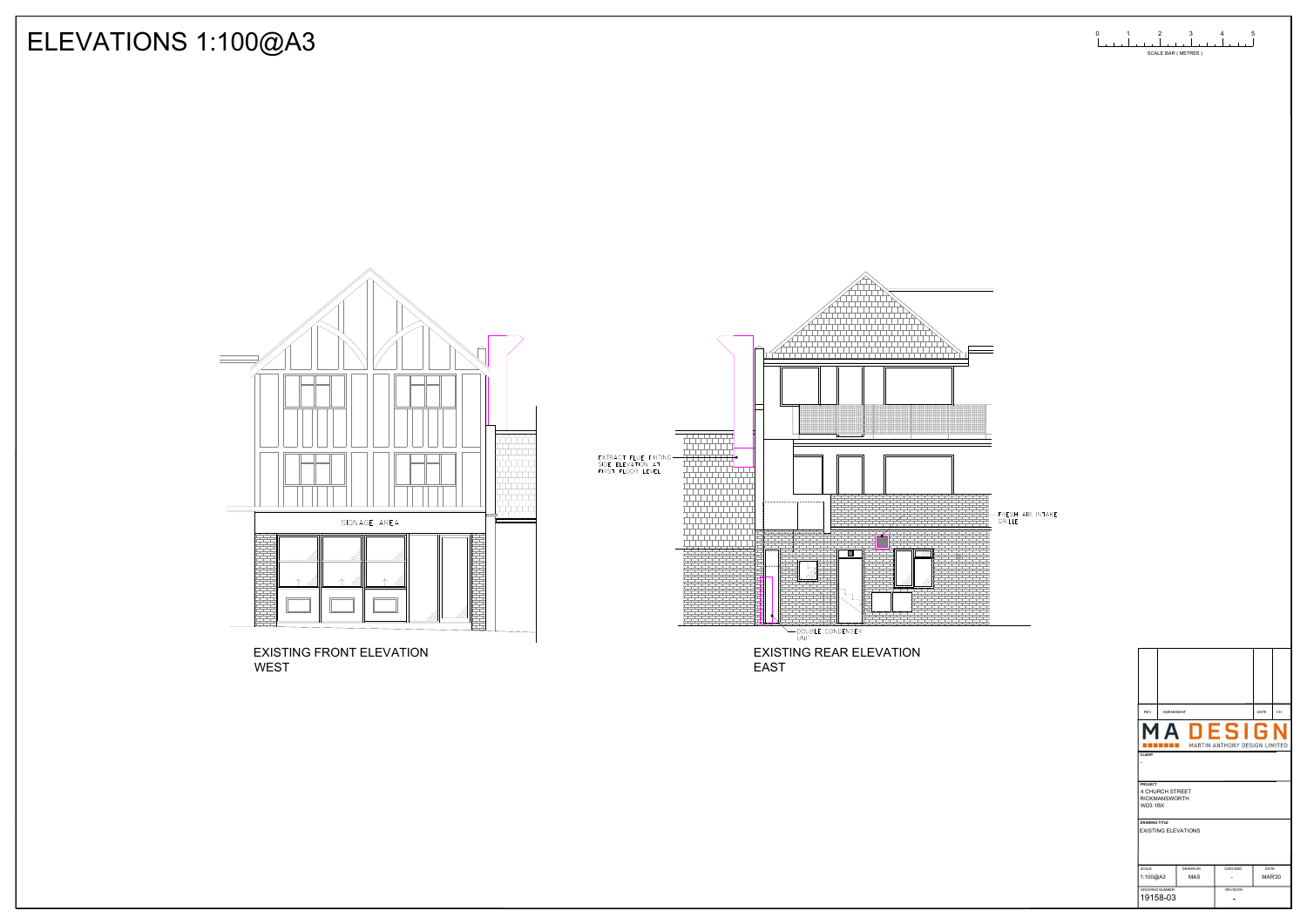# ELEVATIONS 1:100@A3

0 1 2 3 4 5

SCALE BAR ( METRES )

SIGNAGE AREA

EXISTING FRONT ELEVATION
WEST

EXTRACT FLUE EXITING SIDE ELEVATION AT FIRST FLOOR LEVEL

FRESH AIR INTAKE GRILLE

DOUBLE CONDENSER UNIT

EXISTING REAR ELEVATION
EAST

| REV | AMENDMENT | DATE | CH |
|---|---|---|---|

MA DESIGN
MARTIN ANTHONY DESIGN LIMITED

CLIENT
-

PROJECT
4 CHURCH STREET
RICKMANSWORTH
WD3 1BX

DRAWING TITLE
EXISTING ELEVATIONS

| SCALE | DRAWN BY | CHECKED | DATE |
|---|---|---|---|
| 1:100@A3 | MAS | - | MAR'20 |

| DRAWING NUMBER | REVISION |
|---|---|
| 19158-03 | - |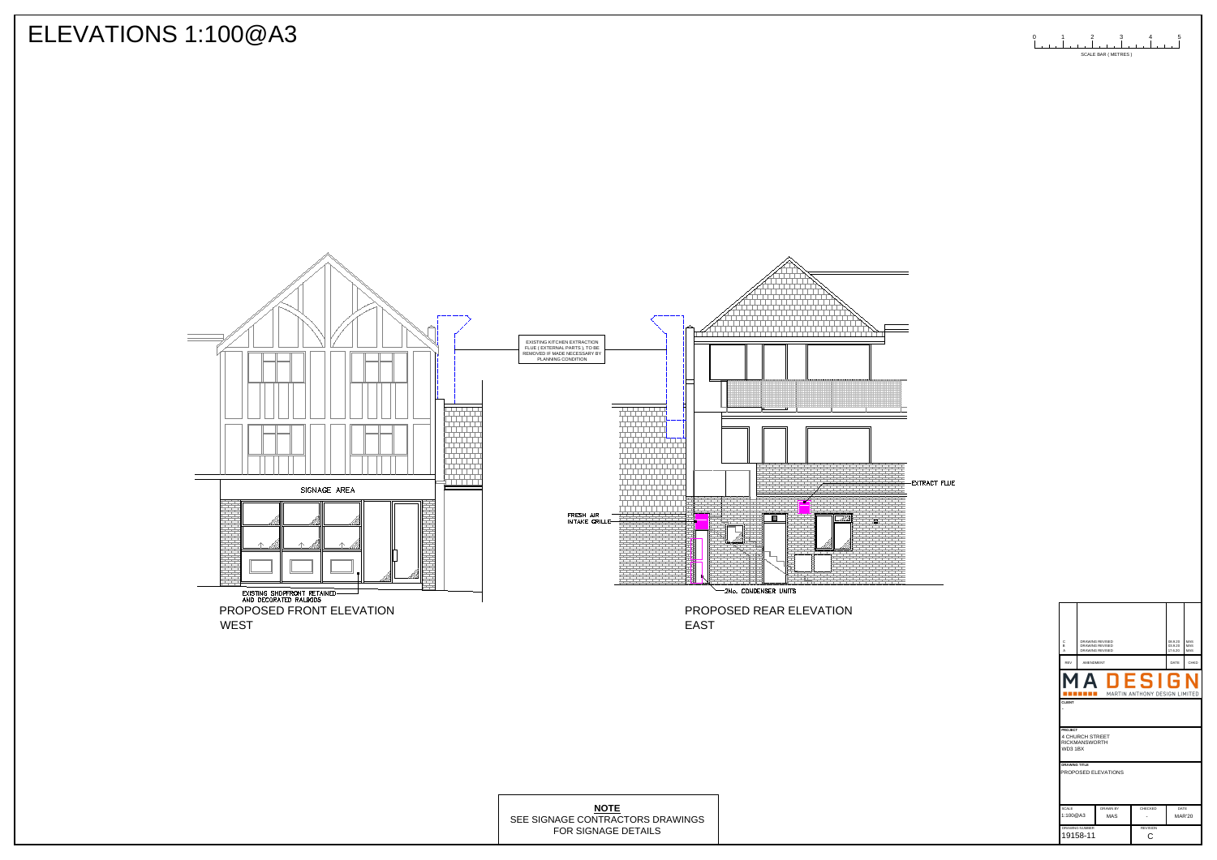# ELEVATIONS 1:100@A3

0 1 2 3 4 5
SCALE BAR ( METRES )

EXISTING KITCHEN EXTRACTION FLUE ( EXTERNAL PARTS ) TO BE REMOVED IF MADE NECESSARY BY PLANNING CONDITION

SIGNAGE AREA

EXTRACT FLUE

FRESH AIR INTAKE GRILLE

2No. CONDENSER UNITS

EXISTING SHOPFRONT RETAINED AND DECORATED RALBODS

PROPOSED FRONT ELEVATION
WEST

PROPOSED REAR ELEVATION
EAST

**NOTE**
SEE SIGNAGE CONTRACTORS DRAWINGS FOR SIGNAGE DETAILS

| REV | AMENDMENT | DATE | CHKD |
|---|---|---|---|
| C | DRAWING REVISED | 08.6.20 | MAS |
| B | DRAWING REVISED | 03.6.20 | MAS |
| A | DRAWING REVISED | 17.5.20 | MAS |

MA DESIGN
MARTIN ANTHONY DESIGN LIMITED

CLIENT
-

PROJECT
4 CHURCH STREET
RICKMANSWORTH
WD3 1BX

DRAWING TITLE
PROPOSED ELEVATIONS

| SCALE | DRAWN BY | CHECKED | DATE |
|---|---|---|---|
| 1:100@A3 | MAS | - | MAR'20 |

| DRAWING NUMBER | REVISION |
|---|---|
| 19158-11 | C |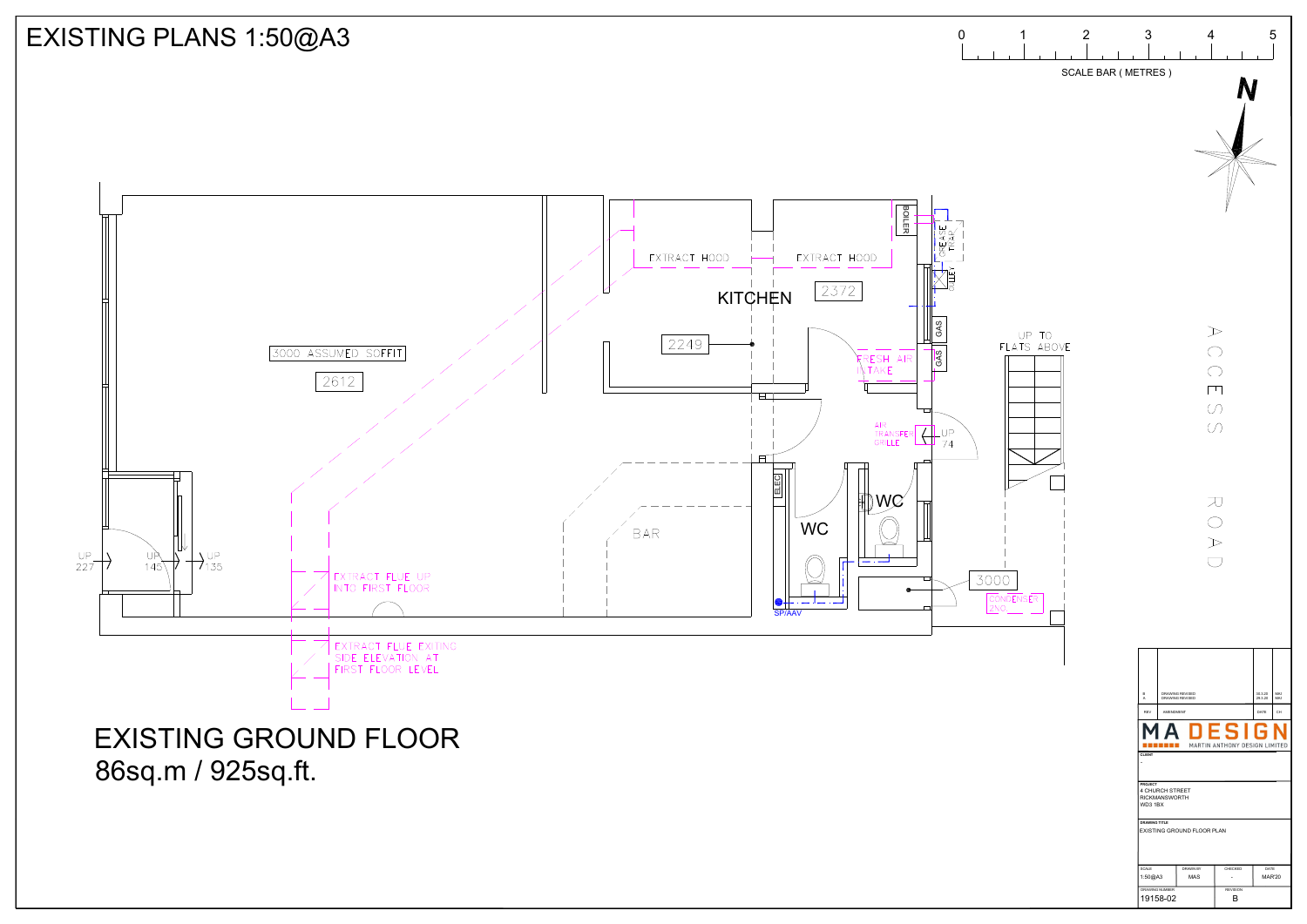# EXISTING PLANS 1:50@A3

0 1 2 3 4 5

SCALE BAR ( METRES )

N

EXTRACT HOOD

EXTRACT HOOD

BOILER

GREASE TRAP

OUTLET

KITCHEN

2372

2249

GAS

GAS

FRESH AIR INTAKE

3000 ASSUMED SOFFIT

2612

UP TO FLATS ABOVE

ACCESS ROAD

AIR TRANSFER GRILLE

UP 74

ELEC

WC

WC

BAR

UP 227

UP 145

UP 135

EXTRACT FLUE UP INTO FIRST FLOOR

3000

CONDENSER 2NO

SP/AAV

EXTRACT FLUE EXITING SIDE ELEVATION AT FIRST FLOOR LEVEL

## EXISTING GROUND FLOOR

86sq.m / 925sq.ft.

| REV | AMENDMENT | DATE | CH |
|---|---|---|---|
| B | DRAWING REVISED | 30.3.20 | MIU |
| A | DRAWING REVISED | 29.3.20 | MIU |

MA DESIGN
MARTIN ANTHONY DESIGN LIMITED

CLIENT
-

PROJECT
4 CHURCH STREET
RICKMANSWORTH
WD3 1BX

DRAWING TITLE
EXISTING GROUND FLOOR PLAN

| SCALE | DRAWN BY | CHECKED | DATE |
|---|---|---|---|
| 1:50@A3 | MAS | - | MAR'20 |

| DRAWING NUMBER | REVISION |
|---|---|
| 19158-02 | B |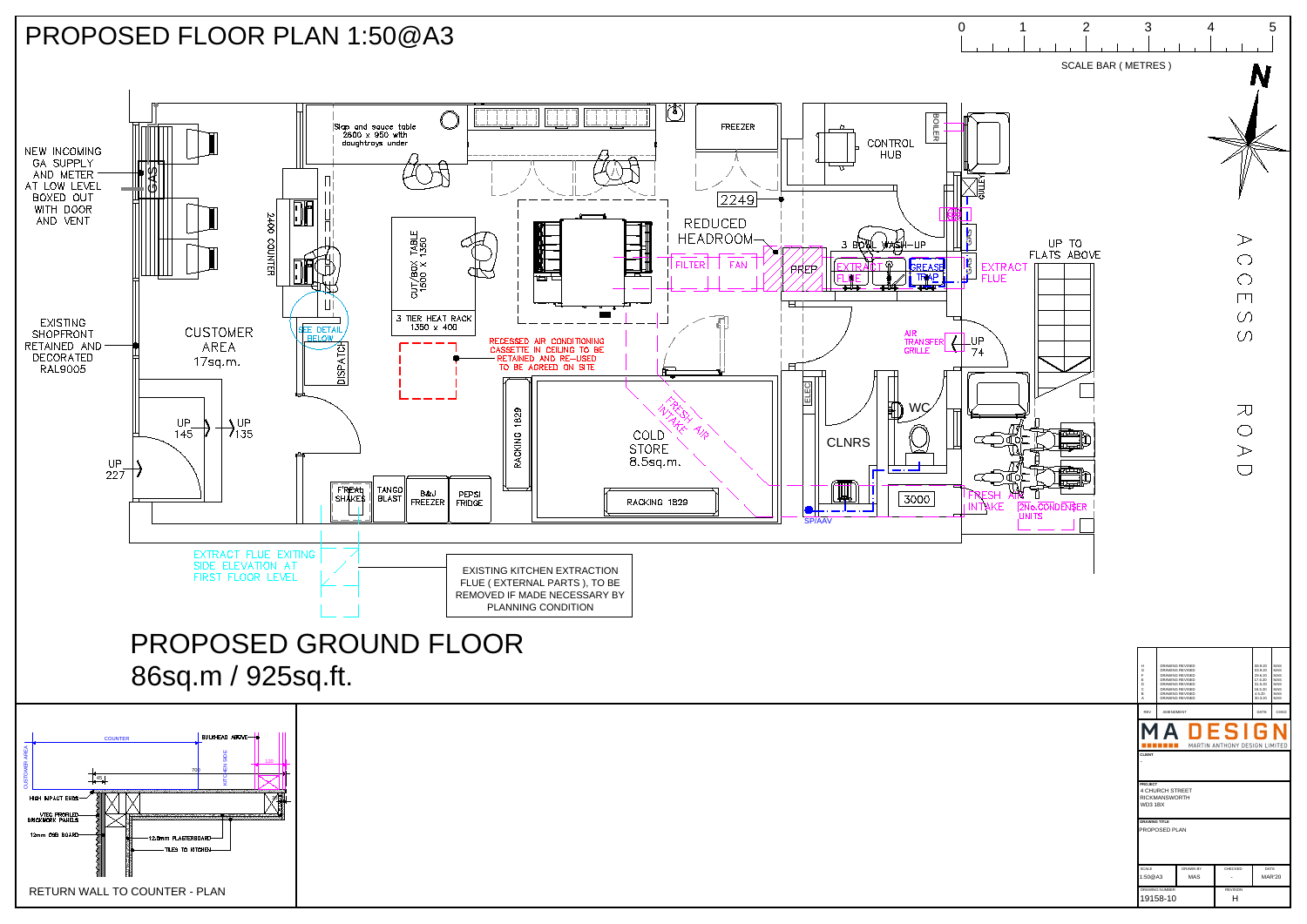# PROPOSED FLOOR PLAN 1:50@A3

0 1 2 3 4 5

SCALE BAR ( METRES )

N

NEW INCOMING GA SUPPLY AND METER AT LOW LEVEL BOXED OUT WITH DOOR AND VENT

GAS

EXISTING SHOPFRONT RETAINED AND DECORATED RAL9005

CUSTOMER AREA 17sq.m.

UP 145

UP 135

UP 227

2400 COUNTER

SEE DETAIL BELOW

DISPATCH

Slap and sauce table 2600 x 950 with doughtrays under

CUT/BOX TABLE 1500 X 1350

3 TIER HEAT RACK 1350 x 400

FREEZER

2249

REDUCED HEADROOM

FILTER

FAN

PREP

RECESSED AIR CONDITIONING CASSETTE IN CEILING TO BE RETAINED AND RE-USED TO BE AGREED ON SITE

FRESH AIR INTAKE

COLD STORE 8.5sq.m.

RACKING 1829

RACKING 1829

F'REAL SHAKES

TANGO BLAST

B&J FREEZER

PEPSI FRIDGE

CONTROL HUB

BOILER

3 BOWL WASH-UP

EXTRACT FLUE

GREASE TRAP

EXTRACT FLUE

AIR TRANSFER GRILLE

UP 74

ELEC

WC

CLNRS

3000

SP/AAV

FRESH AIR INTAKE

2No CONDENSER UNITS

UP TO FLATS ABOVE

ACCESS ROAD

EXTRACT FLUE EXITING SIDE ELEVATION AT FIRST FLOOR LEVEL

EXISTING KITCHEN EXTRACTION FLUE ( EXTERNAL PARTS ), TO BE REMOVED IF MADE NECESSARY BY PLANNING CONDITION

## PROPOSED GROUND FLOOR
86sq.m / 925sq.ft.

COUNTER

BULKHEAD ABOVE

CUSTOMER AREA

KITCHEN SIDE

45

700

120

HIGH IMPACT ENDS

VTEC PROFILED BRICKWORK PANELS

12mm OSB BOARD

12.5mm PLASTERBOARD

TILES TO KITCHEN

RETURN WALL TO COUNTER - PLAN

| REV | AMENDMENT | DATE | CHKD |
|---|---|---|---|
| H | DRAWING REVISED | 30.8.20 | MAS |
| G | DRAWING REVISED | 03.8.20 | MAS |
| F | DRAWING REVISED | 29.6.20 | MAS |
| E | DRAWING REVISED | 17.6.20 | MAS |
| D | DRAWING REVISED | 31.6.20 | MAS |
| C | DRAWING REVISED | 18.5.20 | MAS |
| B | DRAWING REVISED | 4.5.20 | MAS |
| A | DRAWING REVISED | 30.3.20 | MAS |

MA DESIGN
MARTIN ANTHONY DESIGN LIMITED

CLIENT

PROJECT
4 CHURCH STREET
RICKMANSWORTH
WD3 1BX

DRAWING TITLE
PROPOSED PLAN

| SCALE | DRAWN BY | CHECKED | DATE |
|---|---|---|---|
| 1:50@A3 | MAS | - | MAR'20 |

| DRAWING NUMBER | REVISION |
|---|---|
| 19158-10 | H |